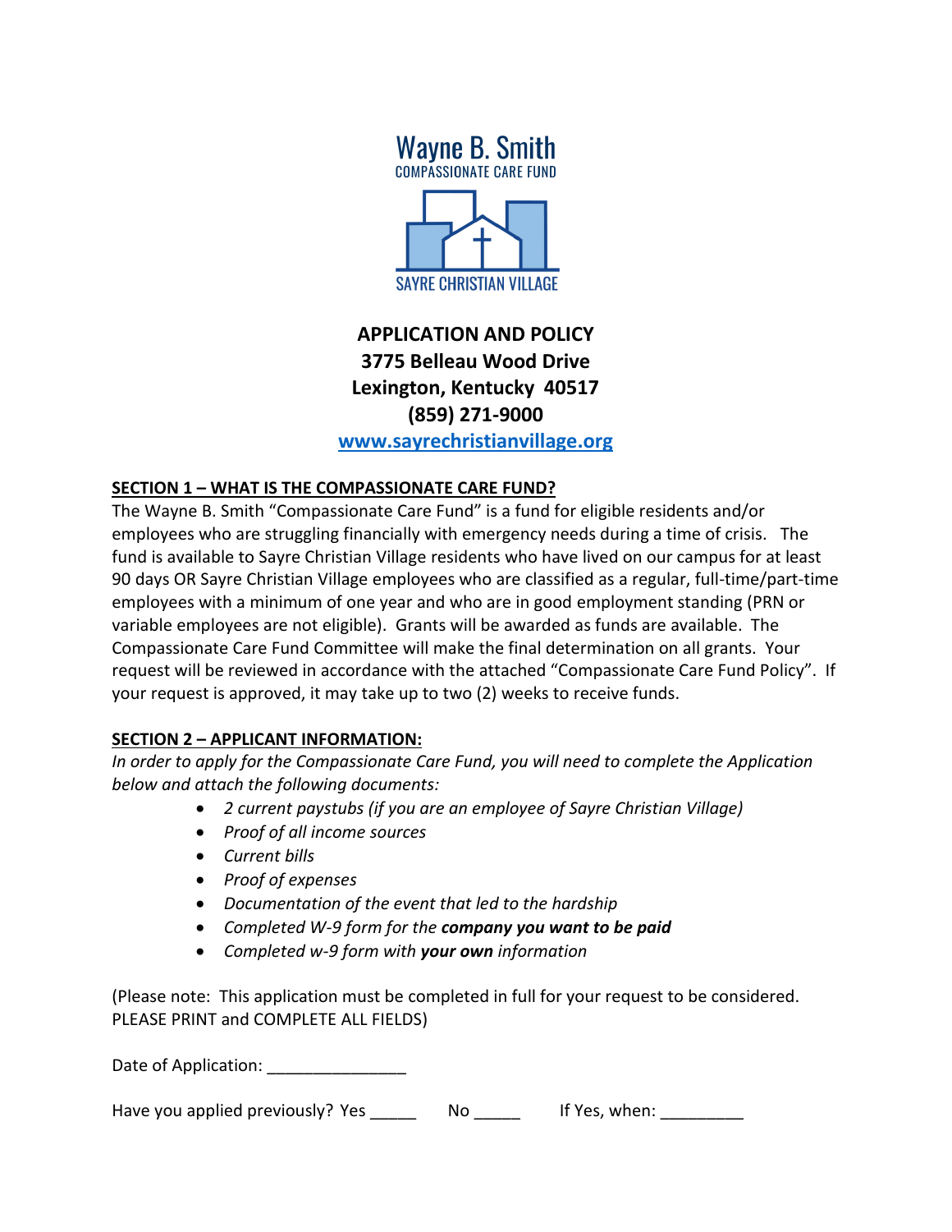Wayne B. Smith
COMPASSIONATE CARE FUND

SAYRE CHRISTIAN VILLAGE

**APPLICATION AND POLICY**
**3775 Belleau Wood Drive**
**Lexington, Kentucky 40517**
**(859) 271-9000**
**www.sayrechristianvillage.org**

## SECTION 1 – WHAT IS THE COMPASSIONATE CARE FUND?

The Wayne B. Smith "Compassionate Care Fund" is a fund for eligible residents and/or employees who are struggling financially with emergency needs during a time of crisis. The fund is available to Sayre Christian Village residents who have lived on our campus for at least 90 days OR Sayre Christian Village employees who are classified as a regular, full-time/part-time employees with a minimum of one year and who are in good employment standing (PRN or variable employees are not eligible). Grants will be awarded as funds are available. The Compassionate Care Fund Committee will make the final determination on all grants. Your request will be reviewed in accordance with the attached "Compassionate Care Fund Policy". If your request is approved, it may take up to two (2) weeks to receive funds.

## SECTION 2 – APPLICANT INFORMATION:

*In order to apply for the Compassionate Care Fund, you will need to complete the Application below and attach the following documents:*

- *2 current paystubs (if you are an employee of Sayre Christian Village)*
- *Proof of all income sources*
- *Current bills*
- *Proof of expenses*
- *Documentation of the event that led to the hardship*
- *Completed W-9 form for the* ***company you want to be paid***
- *Completed w-9 form with* ***your own*** *information*

(Please note: This application must be completed in full for your request to be considered. PLEASE PRINT and COMPLETE ALL FIELDS)

Date of Application: _______________

Have you applied previously? Yes _____ No _____ If Yes, when: _________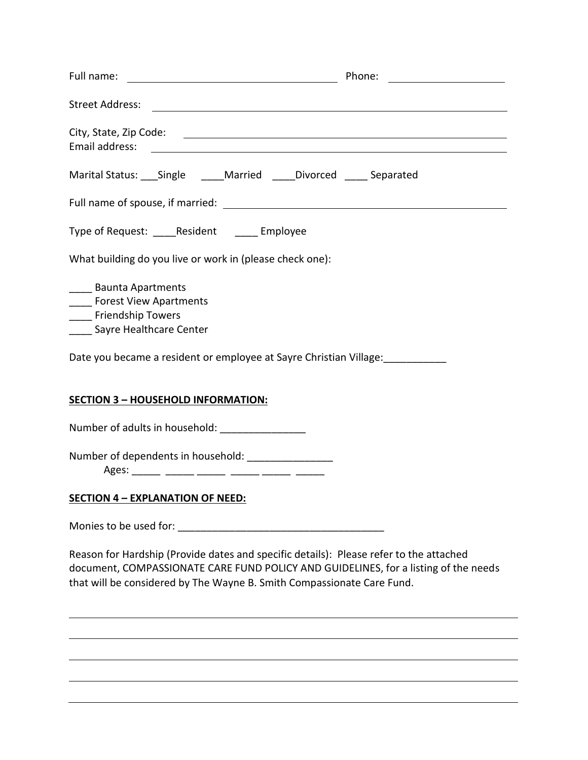Full name: ______________________________ Phone: ____________________

Street Address: ______________________________________________________

City, State, Zip Code: ________________________________________________
Email address: _______________________________________________________

Marital Status: ___Single ____Married ____Divorced ____ Separated

Full name of spouse, if married: _______________________________________

Type of Request: ____Resident ____ Employee

What building do you live or work in (please check one):

____ Baunta Apartments
____ Forest View Apartments
____ Friendship Towers
____ Sayre Healthcare Center

Date you became a resident or employee at Sayre Christian Village:___________

**SECTION 3 – HOUSEHOLD INFORMATION:**

Number of adults in household: _______________

Number of dependents in household: _______________
Ages: _____ _____ _____ _____ _____ _____

**SECTION 4 – EXPLANATION OF NEED:**

Monies to be used for: ____________________________________

Reason for Hardship (Provide dates and specific details): Please refer to the attached document, COMPASSIONATE CARE FUND POLICY AND GUIDELINES, for a listing of the needs that will be considered by The Wayne B. Smith Compassionate Care Fund.

______________________________________________________________________

______________________________________________________________________

______________________________________________________________________

______________________________________________________________________

______________________________________________________________________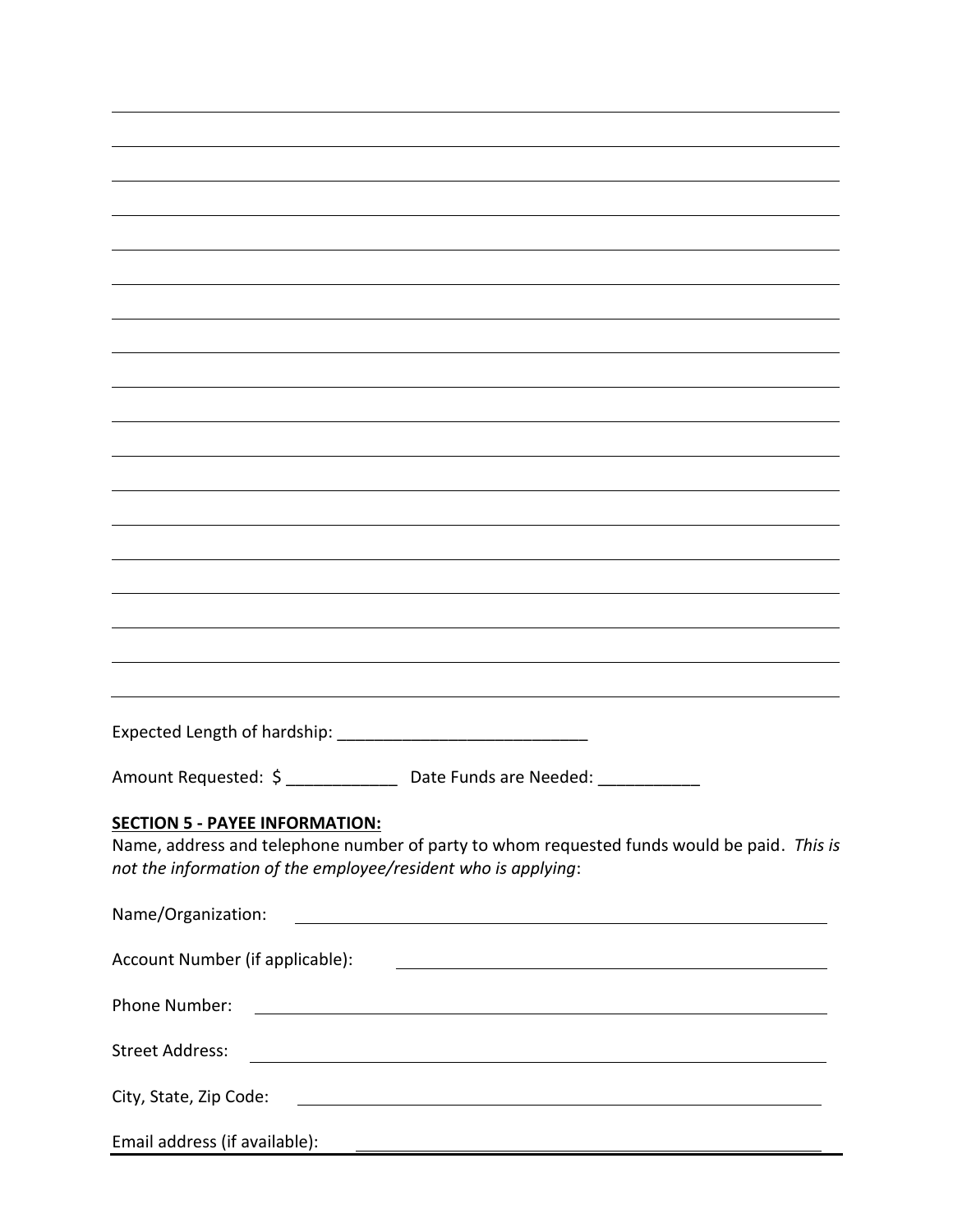Expected Length of hardship: ___________________________

Amount Requested: $ ____________ Date Funds are Needed: ___________

**SECTION 5 - PAYEE INFORMATION:**

Name, address and telephone number of party to whom requested funds would be paid. *This is not the information of the employee/resident who is applying*:

Name/Organization: ______________________________

Account Number (if applicable): ______________________________

Phone Number: ______________________________

Street Address: ______________________________

City, State, Zip Code: ______________________________

Email address (if available): ______________________________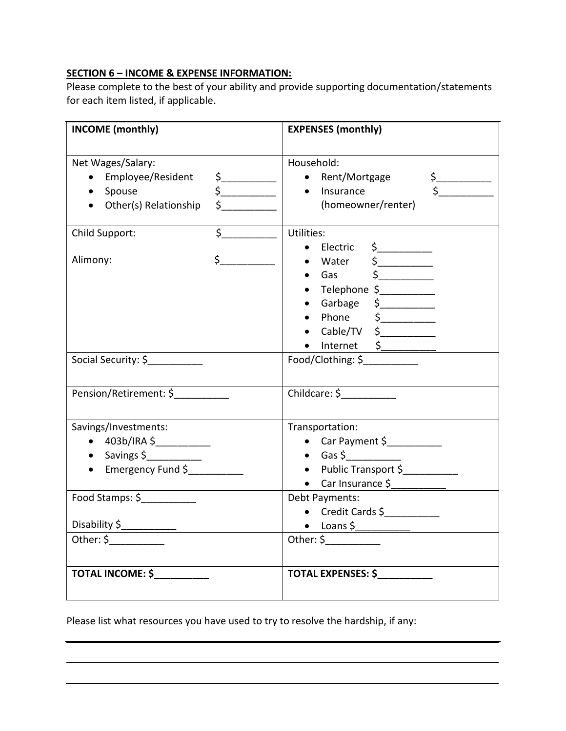**SECTION 6 – INCOME & EXPENSE INFORMATION:**

Please complete to the best of your ability and provide supporting documentation/statements for each item listed, if applicable.

| **INCOME (monthly)** | **EXPENSES (monthly)** |
|---|---|
| Net Wages/Salary:<br>• Employee/Resident $__________<br>• Spouse $__________<br>• Other(s) Relationship $__________ | Household:<br>• Rent/Mortgage $__________<br>• Insurance (homeowner/renter) $__________ |
| Child Support: $__________<br><br>Alimony: $__________ | Utilities:<br>• Electric $__________<br>• Water $__________<br>• Gas $__________<br>• Telephone $__________<br>• Garbage $__________<br>• Phone $__________<br>• Cable/TV $__________<br>• Internet $__________ |
| Social Security: $__________ | Food/Clothing: $__________ |
| Pension/Retirement: $__________ | Childcare: $__________ |
| Savings/Investments:<br>• 403b/IRA $__________<br>• Savings $__________<br>• Emergency Fund $__________ | Transportation:<br>• Car Payment $__________<br>• Gas $__________<br>• Public Transport $__________<br>• Car Insurance $__________ |
| Food Stamps: $__________<br><br>Disability $__________ | Debt Payments:<br>• Credit Cards $__________<br>• Loans $__________ |
| Other: $__________ | Other: $__________ |
| **TOTAL INCOME: $__________** | **TOTAL EXPENSES: $__________** |

Please list what resources you have used to try to resolve the hardship, if any:

_______________________________________________________________________________

_______________________________________________________________________________

_______________________________________________________________________________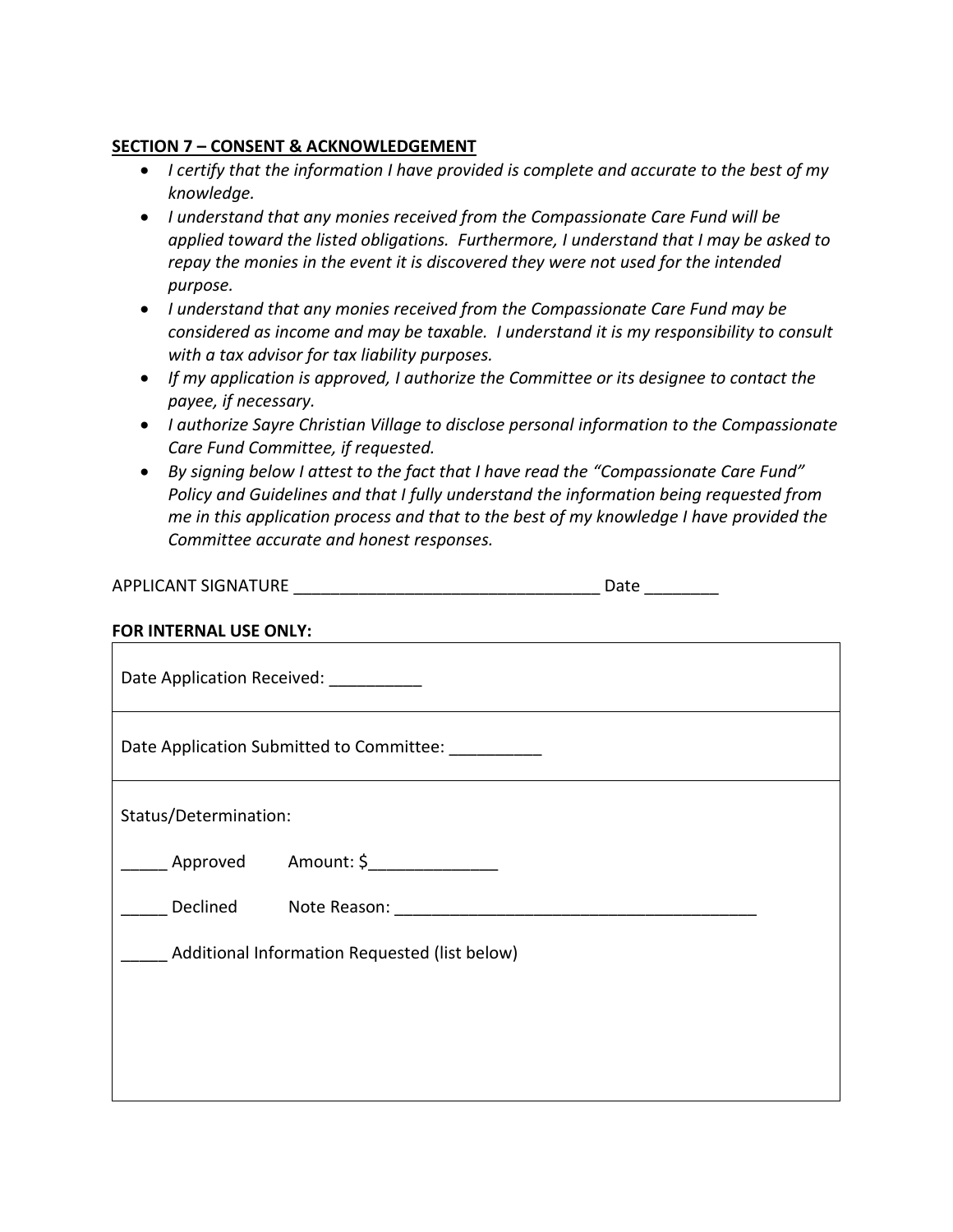**SECTION 7 – CONSENT & ACKNOWLEDGEMENT**

- *I certify that the information I have provided is complete and accurate to the best of my knowledge.*
- *I understand that any monies received from the Compassionate Care Fund will be applied toward the listed obligations. Furthermore, I understand that I may be asked to repay the monies in the event it is discovered they were not used for the intended purpose.*
- *I understand that any monies received from the Compassionate Care Fund may be considered as income and may be taxable. I understand it is my responsibility to consult with a tax advisor for tax liability purposes.*
- *If my application is approved, I authorize the Committee or its designee to contact the payee, if necessary.*
- *I authorize Sayre Christian Village to disclose personal information to the Compassionate Care Fund Committee, if requested.*
- *By signing below I attest to the fact that I have read the "Compassionate Care Fund" Policy and Guidelines and that I fully understand the information being requested from me in this application process and that to the best of my knowledge I have provided the Committee accurate and honest responses.*

APPLICANT SIGNATURE __________________________________ Date ________

**FOR INTERNAL USE ONLY:**

Date Application Received: __________

Date Application Submitted to Committee: __________

Status/Determination:

_____ Approved Amount: $______________

_____ Declined Note Reason: _______________________________________

_____ Additional Information Requested (list below)